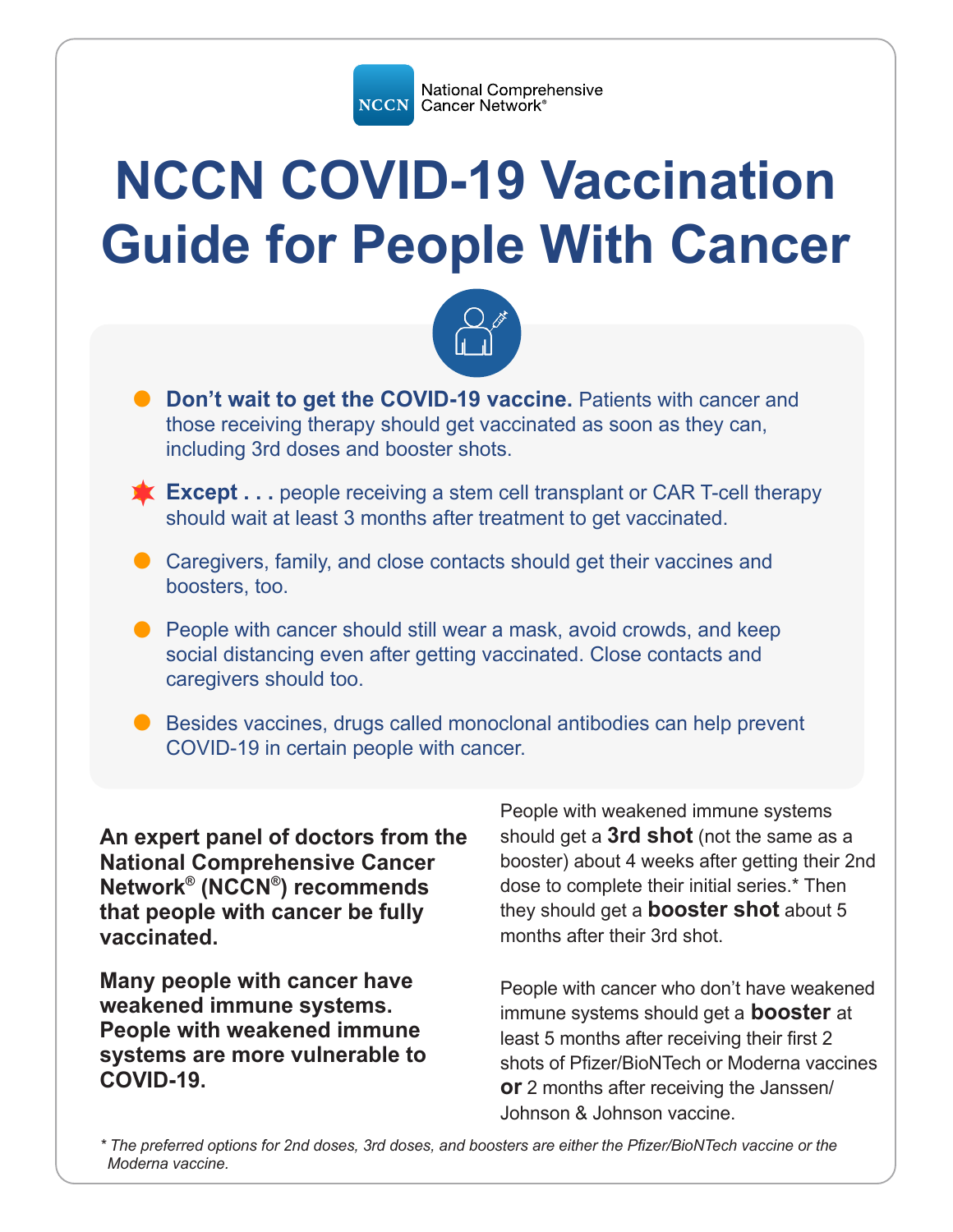National Comprehensive Cancer Network®

# NCCN COVID-19 Vaccination Guide for People With Cancer

- **Don't wait to get the COVID-19 vaccine.** Patients with cancer and those receiving therapy should get vaccinated as soon as they can, including 3rd doses and booster shots.
- **Except . . .** people receiving a stem cell transplant or CAR T-cell therapy should wait at least 3 months after treatment to get vaccinated.
- Caregivers, family, and close contacts should get their vaccines and boosters, too.
- People with cancer should still wear a mask, avoid crowds, and keep social distancing even after getting vaccinated. Close contacts and caregivers should too.
- Besides vaccines, drugs called monoclonal antibodies can help prevent COVID-19 in certain people with cancer.

**An expert panel of doctors from the National Comprehensive Cancer Network® (NCCN®) recommends that people with cancer be fully vaccinated.**

**Many people with cancer have weakened immune systems. People with weakened immune systems are more vulnerable to COVID-19.**

People with weakened immune systems should get a **3rd shot** (not the same as a booster) about 4 weeks after getting their 2nd dose to complete their initial series.* Then they should get a **booster shot** about 5 months after their 3rd shot.

People with cancer who don't have weakened immune systems should get a **booster** at least 5 months after receiving their first 2 shots of Pfizer/BioNTech or Moderna vaccines **or** 2 months after receiving the Janssen/Johnson & Johnson vaccine.

*\* The preferred options for 2nd doses, 3rd doses, and boosters are either the Pfizer/BioNTech vaccine or the Moderna vaccine.*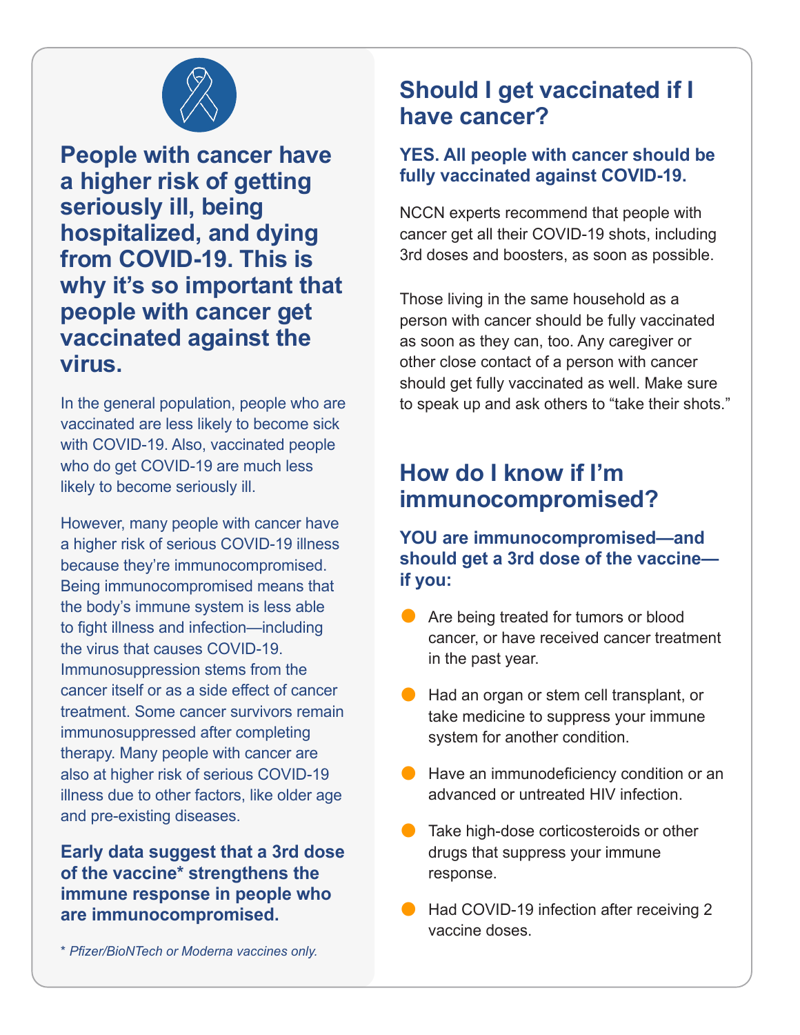**People with cancer have a higher risk of getting seriously ill, being hospitalized, and dying from COVID-19. This is why it's so important that people with cancer get vaccinated against the virus.**

In the general population, people who are vaccinated are less likely to become sick with COVID-19. Also, vaccinated people who do get COVID-19 are much less likely to become seriously ill.

However, many people with cancer have a higher risk of serious COVID-19 illness because they're immunocompromised. Being immunocompromised means that the body's immune system is less able to fight illness and infection—including the virus that causes COVID-19. Immunosuppression stems from the cancer itself or as a side effect of cancer treatment. Some cancer survivors remain immunosuppressed after completing therapy. Many people with cancer are also at higher risk of serious COVID-19 illness due to other factors, like older age and pre-existing diseases.

**Early data suggest that a 3rd dose of the vaccine* strengthens the immune response in people who are immunocompromised.**

\* *Pfizer/BioNTech or Moderna vaccines only.*

## Should I get vaccinated if I have cancer?

### YES. All people with cancer should be fully vaccinated against COVID-19.

NCCN experts recommend that people with cancer get all their COVID-19 shots, including 3rd doses and boosters, as soon as possible.

Those living in the same household as a person with cancer should be fully vaccinated as soon as they can, too. Any caregiver or other close contact of a person with cancer should get fully vaccinated as well. Make sure to speak up and ask others to "take their shots."

## How do I know if I'm immunocompromised?

### YOU are immunocompromised—and should get a 3rd dose of the vaccine—if you:

- Are being treated for tumors or blood cancer, or have received cancer treatment in the past year.
- Had an organ or stem cell transplant, or take medicine to suppress your immune system for another condition.
- Have an immunodeficiency condition or an advanced or untreated HIV infection.
- Take high-dose corticosteroids or other drugs that suppress your immune response.
- Had COVID-19 infection after receiving 2 vaccine doses.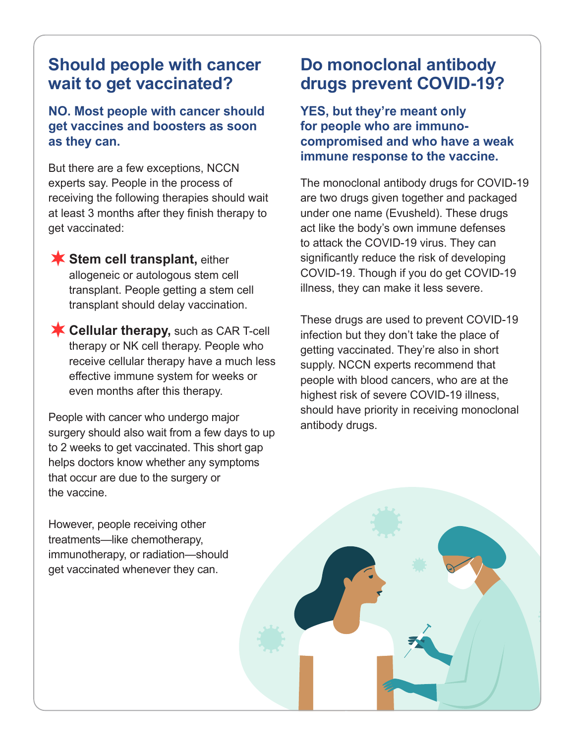## Should people with cancer wait to get vaccinated?

**NO. Most people with cancer should get vaccines and boosters as soon as they can.**

But there are a few exceptions, NCCN experts say. People in the process of receiving the following therapies should wait at least 3 months after they finish therapy to get vaccinated:

- **Stem cell transplant,** either allogeneic or autologous stem cell transplant. People getting a stem cell transplant should delay vaccination.
- **Cellular therapy,** such as CAR T-cell therapy or NK cell therapy. People who receive cellular therapy have a much less effective immune system for weeks or even months after this therapy.

People with cancer who undergo major surgery should also wait from a few days to up to 2 weeks to get vaccinated. This short gap helps doctors know whether any symptoms that occur are due to the surgery or the vaccine.

However, people receiving other treatments—like chemotherapy, immunotherapy, or radiation—should get vaccinated whenever they can.

## Do monoclonal antibody drugs prevent COVID-19?

**YES, but they're meant only for people who are immuno-compromised and who have a weak immune response to the vaccine.**

The monoclonal antibody drugs for COVID-19 are two drugs given together and packaged under one name (Evusheld). These drugs act like the body's own immune defenses to attack the COVID-19 virus. They can significantly reduce the risk of developing COVID-19. Though if you do get COVID-19 illness, they can make it less severe.

These drugs are used to prevent COVID-19 infection but they don't take the place of getting vaccinated. They're also in short supply. NCCN experts recommend that people with blood cancers, who are at the highest risk of severe COVID-19 illness, should have priority in receiving monoclonal antibody drugs.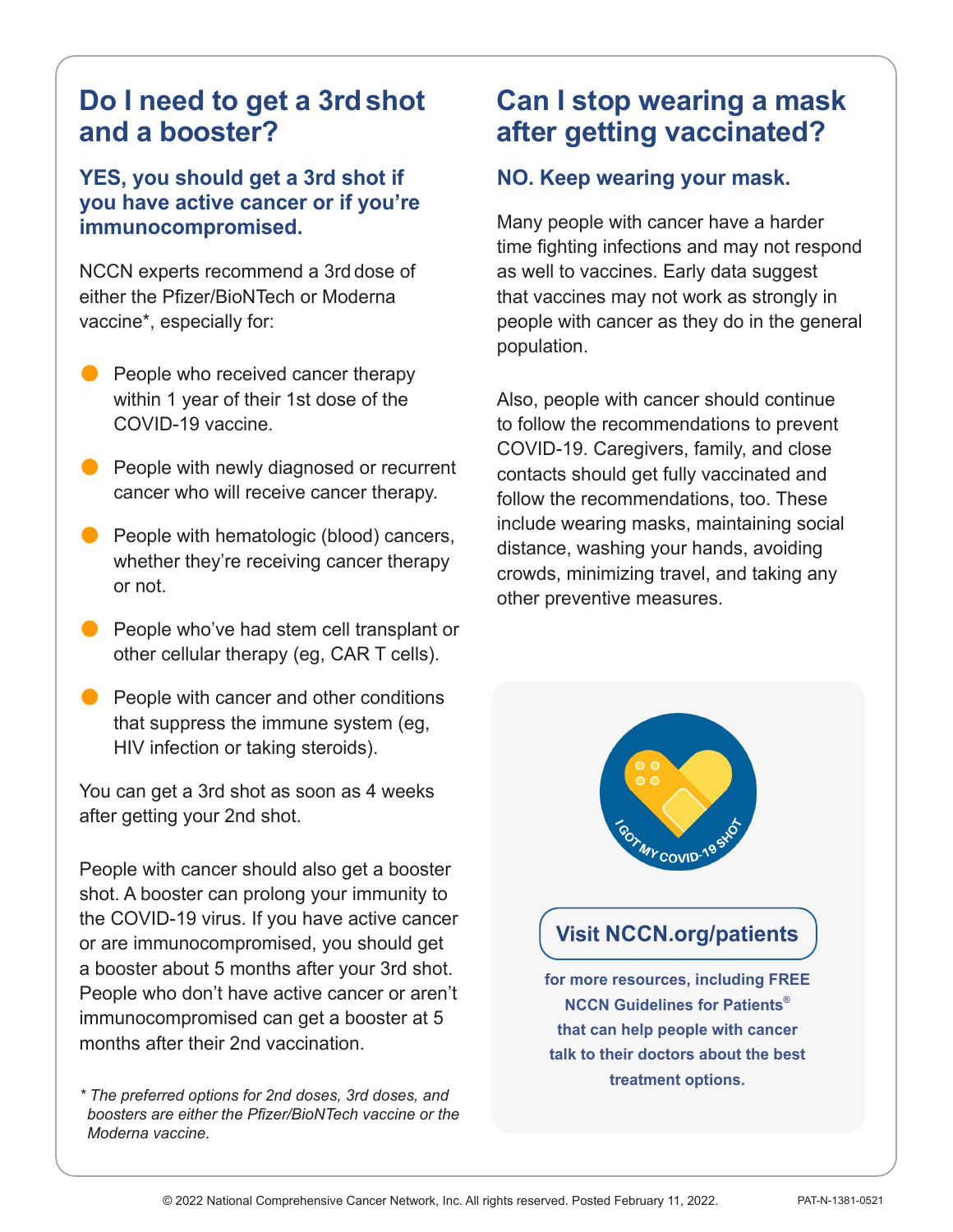## Do I need to get a 3rd shot and a booster?

### YES, you should get a 3rd shot if you have active cancer or if you're immunocompromised.

NCCN experts recommend a 3rd dose of either the Pfizer/BioNTech or Moderna vaccine*, especially for:

- People who received cancer therapy within 1 year of their 1st dose of the COVID-19 vaccine.
- People with newly diagnosed or recurrent cancer who will receive cancer therapy.
- People with hematologic (blood) cancers, whether they're receiving cancer therapy or not.
- People who've had stem cell transplant or other cellular therapy (eg, CAR T cells).
- People with cancer and other conditions that suppress the immune system (eg, HIV infection or taking steroids).

You can get a 3rd shot as soon as 4 weeks after getting your 2nd shot.

People with cancer should also get a booster shot. A booster can prolong your immunity to the COVID-19 virus. If you have active cancer or are immunocompromised, you should get a booster about 5 months after your 3rd shot. People who don't have active cancer or aren't immunocompromised can get a booster at 5 months after their 2nd vaccination.

*\* The preferred options for 2nd doses, 3rd doses, and boosters are either the Pfizer/BioNTech vaccine or the Moderna vaccine.*

## Can I stop wearing a mask after getting vaccinated?

### NO. Keep wearing your mask.

Many people with cancer have a harder time fighting infections and may not respond as well to vaccines. Early data suggest that vaccines may not work as strongly in people with cancer as they do in the general population.

Also, people with cancer should continue to follow the recommendations to prevent COVID-19. Caregivers, family, and close contacts should get fully vaccinated and follow the recommendations, too. These include wearing masks, maintaining social distance, washing your hands, avoiding crowds, minimizing travel, and taking any other preventive measures.

I GOT MY COVID-19 SHOT

**Visit NCCN.org/patients**

**for more resources, including FREE NCCN Guidelines for Patients® that can help people with cancer talk to their doctors about the best treatment options.**

© 2022 National Comprehensive Cancer Network, Inc. All rights reserved. Posted February 11, 2022.

PAT-N-1381-0521